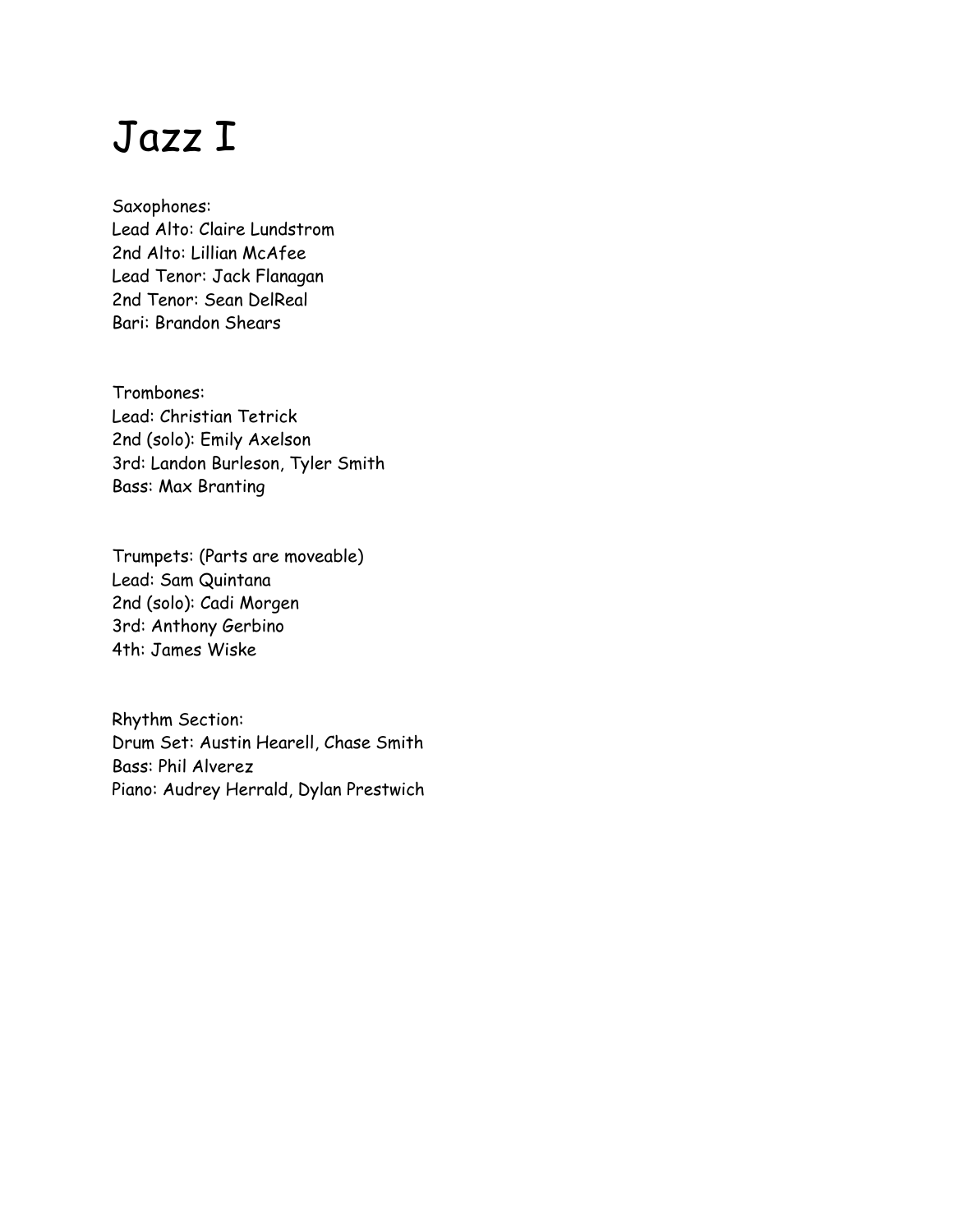# Jazz I

Saxophones:
Lead Alto: Claire Lundstrom
2nd Alto: Lillian McAfee
Lead Tenor: Jack Flanagan
2nd Tenor: Sean DelReal
Bari: Brandon Shears

Trombones:
Lead: Christian Tetrick
2nd (solo): Emily Axelson
3rd: Landon Burleson, Tyler Smith
Bass: Max Branting

Trumpets: (Parts are moveable)
Lead: Sam Quintana
2nd (solo): Cadi Morgen
3rd: Anthony Gerbino
4th: James Wiske

Rhythm Section:
Drum Set: Austin Hearell, Chase Smith
Bass: Phil Alverez
Piano: Audrey Herrald, Dylan Prestwich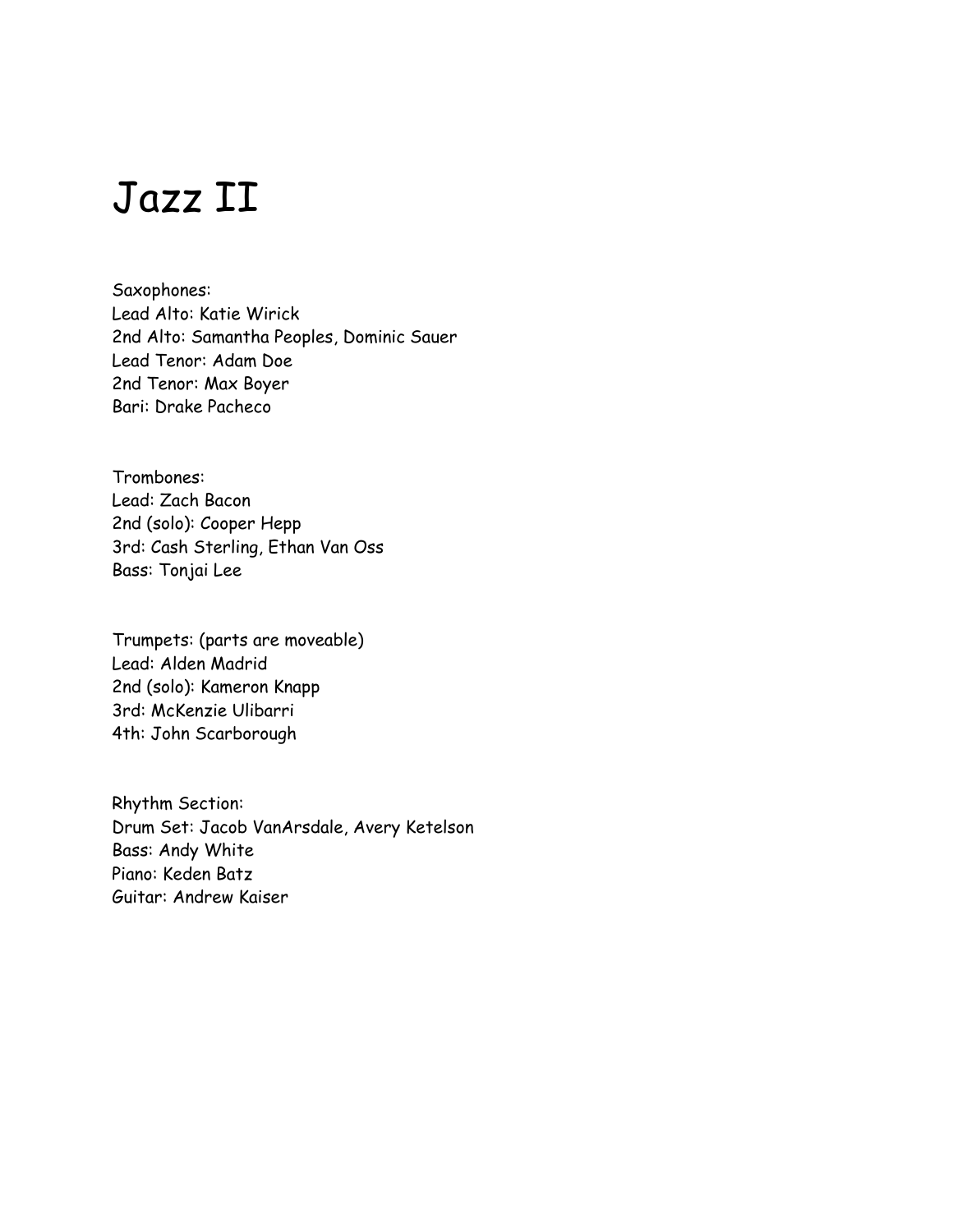# Jazz II

Saxophones:
Lead Alto: Katie Wirick
2nd Alto: Samantha Peoples, Dominic Sauer
Lead Tenor: Adam Doe
2nd Tenor: Max Boyer
Bari: Drake Pacheco

Trombones:
Lead: Zach Bacon
2nd (solo): Cooper Hepp
3rd: Cash Sterling, Ethan Van Oss
Bass: Tonjai Lee

Trumpets: (parts are moveable)
Lead: Alden Madrid
2nd (solo): Kameron Knapp
3rd: McKenzie Ulibarri
4th: John Scarborough

Rhythm Section:
Drum Set: Jacob VanArsdale, Avery Ketelson
Bass: Andy White
Piano: Keden Batz
Guitar: Andrew Kaiser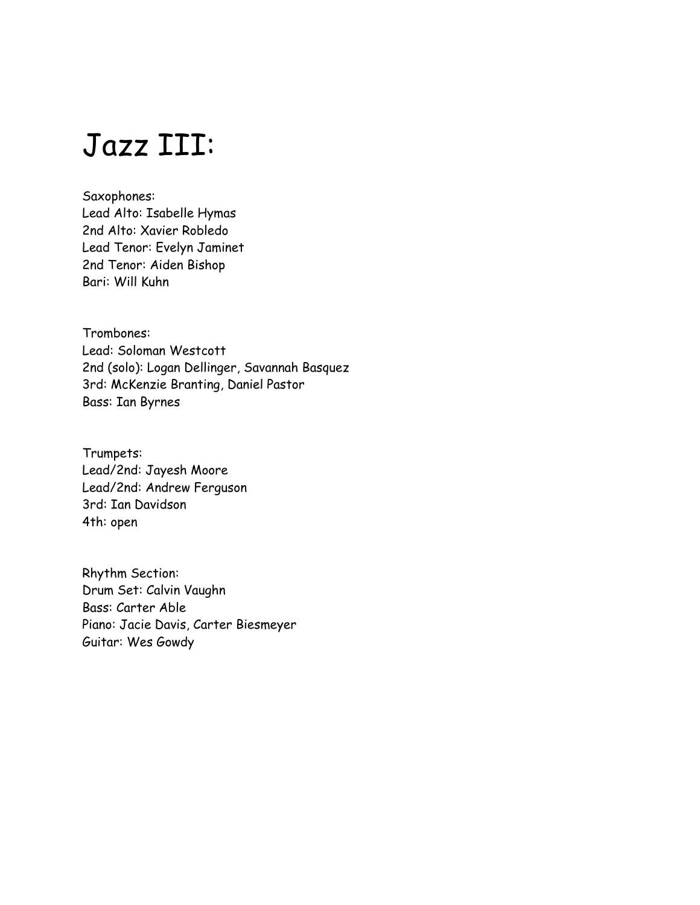# Jazz III:

Saxophones:
Lead Alto: Isabelle Hymas
2nd Alto: Xavier Robledo
Lead Tenor: Evelyn Jaminet
2nd Tenor: Aiden Bishop
Bari: Will Kuhn

Trombones:
Lead: Soloman Westcott
2nd (solo): Logan Dellinger, Savannah Basquez
3rd: McKenzie Branting, Daniel Pastor
Bass: Ian Byrnes

Trumpets:
Lead/2nd: Jayesh Moore
Lead/2nd: Andrew Ferguson
3rd: Ian Davidson
4th: open

Rhythm Section:
Drum Set: Calvin Vaughn
Bass: Carter Able
Piano: Jacie Davis, Carter Biesmeyer
Guitar: Wes Gowdy